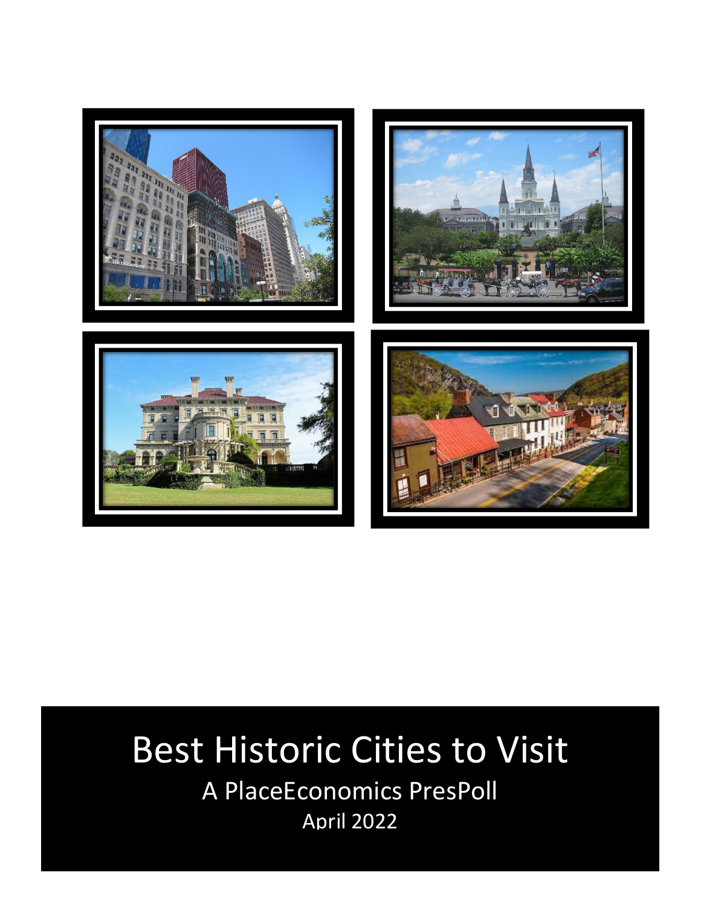# Best Historic Cities to Visit

A PlaceEconomics PresPoll

April 2022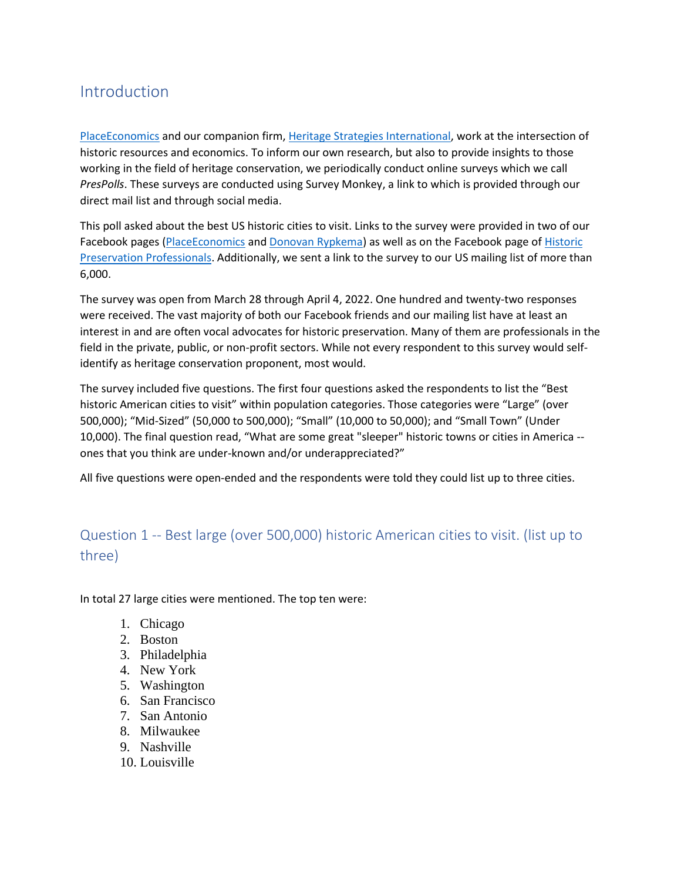## Introduction

[PlaceEconomics](#) and our companion firm, [Heritage Strategies International](#), work at the intersection of historic resources and economics. To inform our own research, but also to provide insights to those working in the field of heritage conservation, we periodically conduct online surveys which we call *PresPolls*. These surveys are conducted using Survey Monkey, a link to which is provided through our direct mail list and through social media.

This poll asked about the best US historic cities to visit. Links to the survey were provided in two of our Facebook pages ([PlaceEconomics](#) and [Donovan Rypkema](#)) as well as on the Facebook page of [Historic Preservation Professionals](#). Additionally, we sent a link to the survey to our US mailing list of more than 6,000.

The survey was open from March 28 through April 4, 2022. One hundred and twenty-two responses were received. The vast majority of both our Facebook friends and our mailing list have at least an interest in and are often vocal advocates for historic preservation. Many of them are professionals in the field in the private, public, or non-profit sectors. While not every respondent to this survey would self-identify as heritage conservation proponent, most would.

The survey included five questions. The first four questions asked the respondents to list the "Best historic American cities to visit" within population categories. Those categories were "Large" (over 500,000); "Mid-Sized" (50,000 to 500,000); "Small" (10,000 to 50,000); and "Small Town" (Under 10,000). The final question read, "What are some great "sleeper" historic towns or cities in America -- ones that you think are under-known and/or underappreciated?"

All five questions were open-ended and the respondents were told they could list up to three cities.

## Question 1 -- Best large (over 500,000) historic American cities to visit. (list up to three)

In total 27 large cities were mentioned. The top ten were:

1. Chicago
2. Boston
3. Philadelphia
4. New York
5. Washington
6. San Francisco
7. San Antonio
8. Milwaukee
9. Nashville
10. Louisville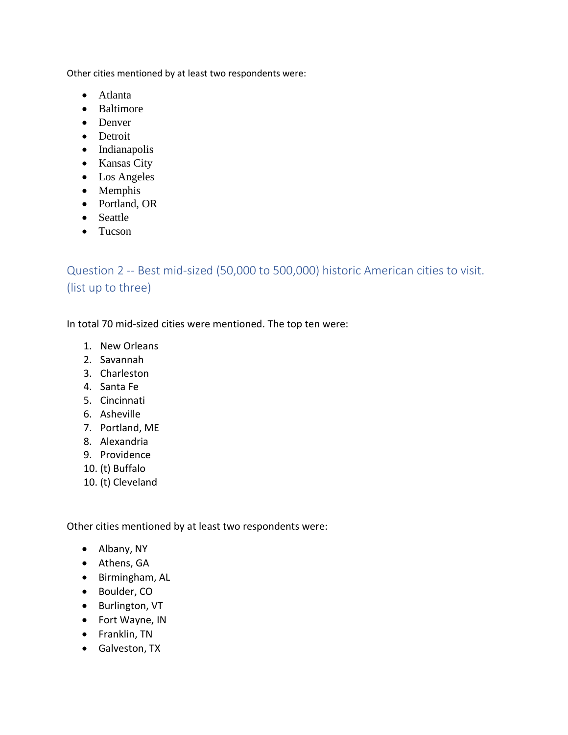Other cities mentioned by at least two respondents were:

- Atlanta
- Baltimore
- Denver
- Detroit
- Indianapolis
- Kansas City
- Los Angeles
- Memphis
- Portland, OR
- Seattle
- Tucson

## Question 2 -- Best mid-sized (50,000 to 500,000) historic American cities to visit. (list up to three)

In total 70 mid-sized cities were mentioned. The top ten were:

1. New Orleans
2. Savannah
3. Charleston
4. Santa Fe
5. Cincinnati
6. Asheville
7. Portland, ME
8. Alexandria
9. Providence
10. (t) Buffalo
10. (t) Cleveland

Other cities mentioned by at least two respondents were:

- Albany, NY
- Athens, GA
- Birmingham, AL
- Boulder, CO
- Burlington, VT
- Fort Wayne, IN
- Franklin, TN
- Galveston, TX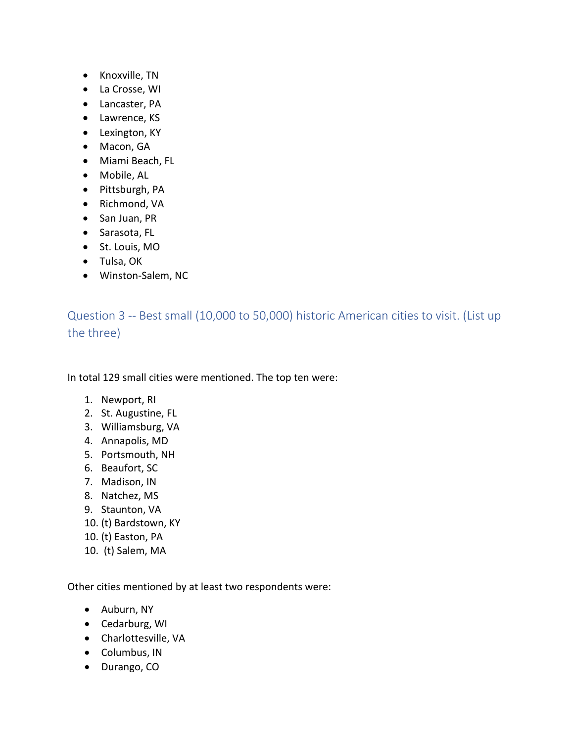- Knoxville, TN
- La Crosse, WI
- Lancaster, PA
- Lawrence, KS
- Lexington, KY
- Macon, GA
- Miami Beach, FL
- Mobile, AL
- Pittsburgh, PA
- Richmond, VA
- San Juan, PR
- Sarasota, FL
- St. Louis, MO
- Tulsa, OK
- Winston-Salem, NC

## Question 3 -- Best small (10,000 to 50,000) historic American cities to visit. (List up the three)

In total 129 small cities were mentioned. The top ten were:

1. Newport, RI
2. St. Augustine, FL
3. Williamsburg, VA
4. Annapolis, MD
5. Portsmouth, NH
6. Beaufort, SC
7. Madison, IN
8. Natchez, MS
9. Staunton, VA
10. (t) Bardstown, KY
10. (t) Easton, PA
10. (t) Salem, MA

Other cities mentioned by at least two respondents were:

- Auburn, NY
- Cedarburg, WI
- Charlottesville, VA
- Columbus, IN
- Durango, CO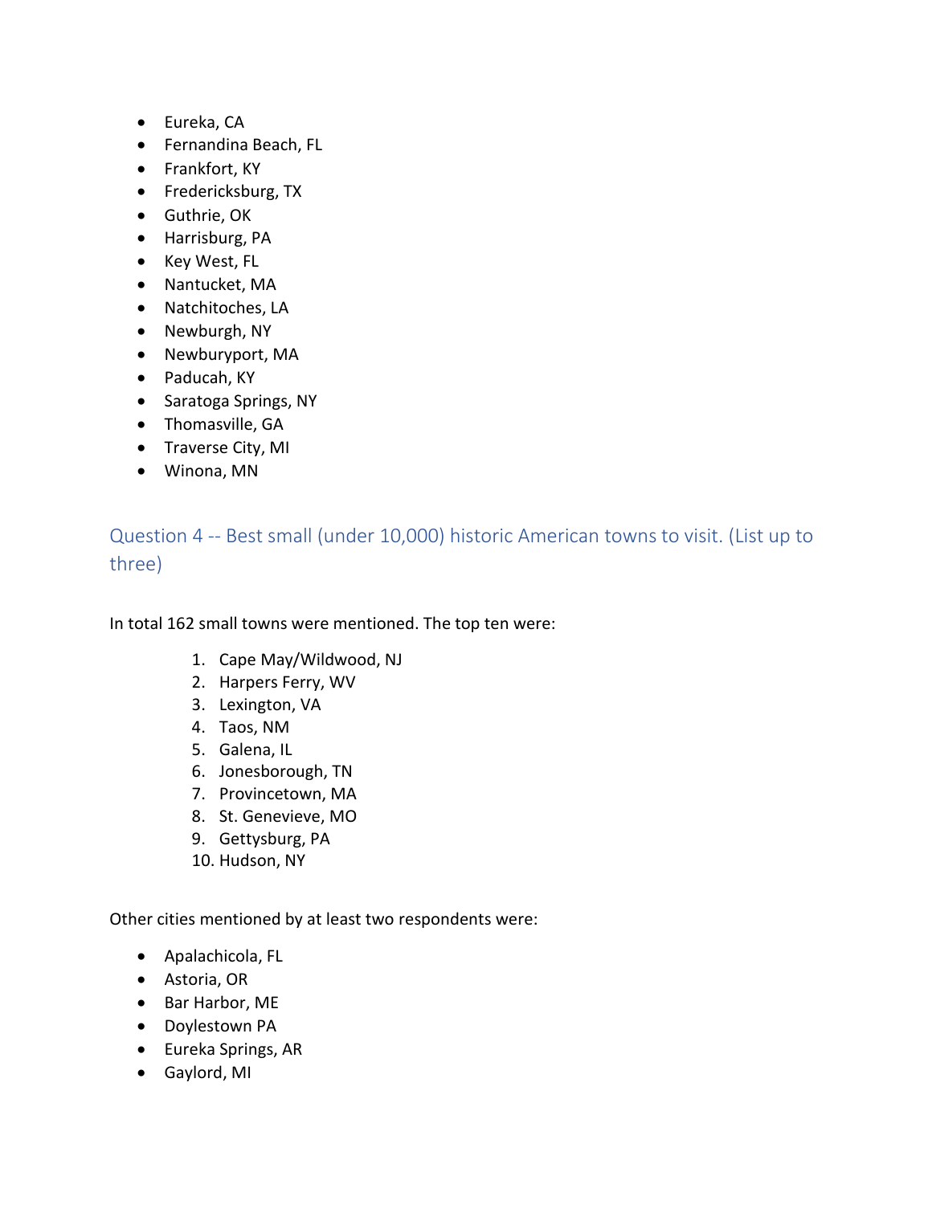- Eureka, CA
- Fernandina Beach, FL
- Frankfort, KY
- Fredericksburg, TX
- Guthrie, OK
- Harrisburg, PA
- Key West, FL
- Nantucket, MA
- Natchitoches, LA
- Newburgh, NY
- Newburyport, MA
- Paducah, KY
- Saratoga Springs, NY
- Thomasville, GA
- Traverse City, MI
- Winona, MN

## Question 4 -- Best small (under 10,000) historic American towns to visit. (List up to three)

In total 162 small towns were mentioned. The top ten were:

1. Cape May/Wildwood, NJ
2. Harpers Ferry, WV
3. Lexington, VA
4. Taos, NM
5. Galena, IL
6. Jonesborough, TN
7. Provincetown, MA
8. St. Genevieve, MO
9. Gettysburg, PA
10. Hudson, NY

Other cities mentioned by at least two respondents were:

- Apalachicola, FL
- Astoria, OR
- Bar Harbor, ME
- Doylestown PA
- Eureka Springs, AR
- Gaylord, MI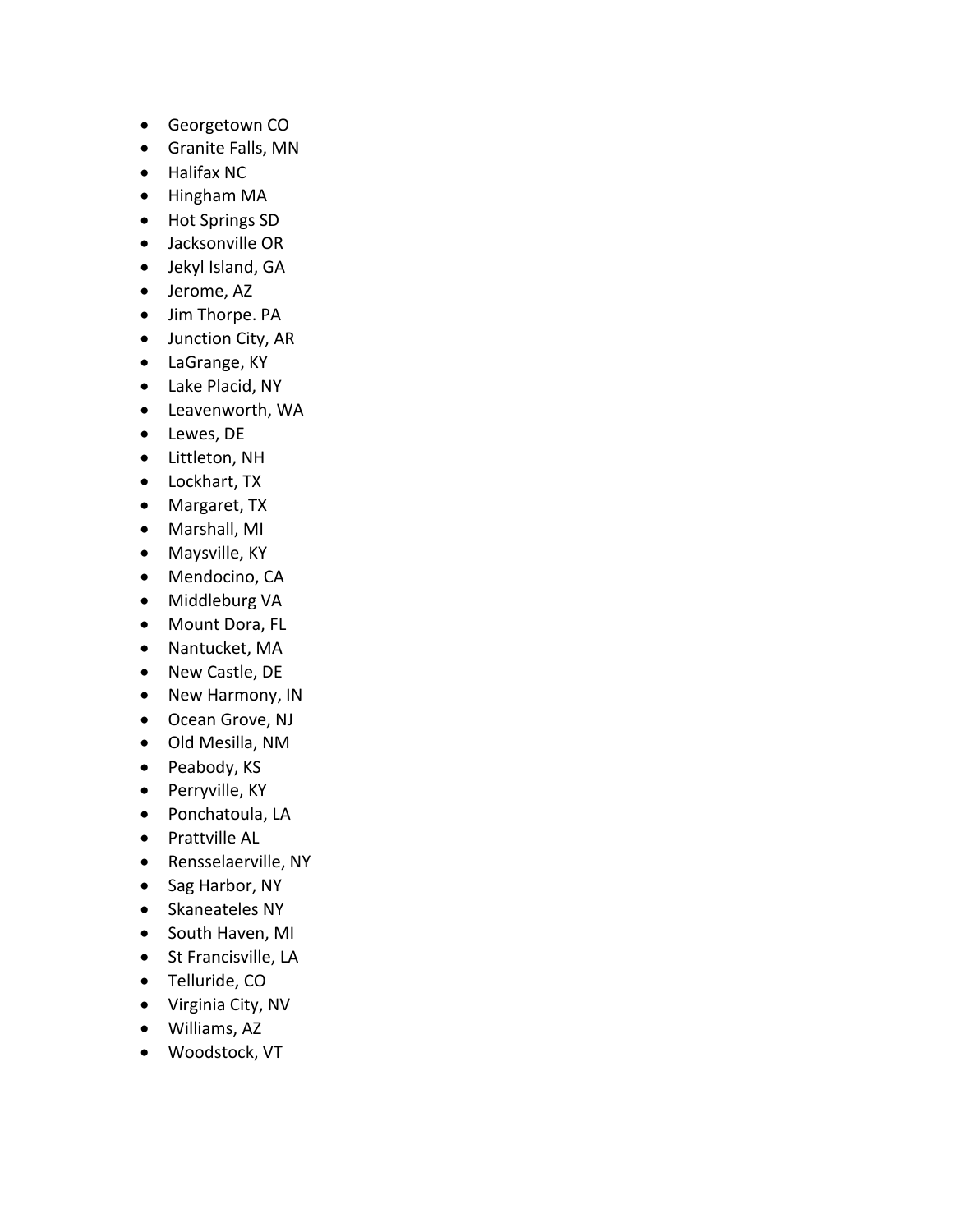- Georgetown CO
- Granite Falls, MN
- Halifax NC
- Hingham MA
- Hot Springs SD
- Jacksonville OR
- Jekyl Island, GA
- Jerome, AZ
- Jim Thorpe. PA
- Junction City, AR
- LaGrange, KY
- Lake Placid, NY
- Leavenworth, WA
- Lewes, DE
- Littleton, NH
- Lockhart, TX
- Margaret, TX
- Marshall, MI
- Maysville, KY
- Mendocino, CA
- Middleburg VA
- Mount Dora, FL
- Nantucket, MA
- New Castle, DE
- New Harmony, IN
- Ocean Grove, NJ
- Old Mesilla, NM
- Peabody, KS
- Perryville, KY
- Ponchatoula, LA
- Prattville AL
- Rensselaerville, NY
- Sag Harbor, NY
- Skaneateles NY
- South Haven, MI
- St Francisville, LA
- Telluride, CO
- Virginia City, NV
- Williams, AZ
- Woodstock, VT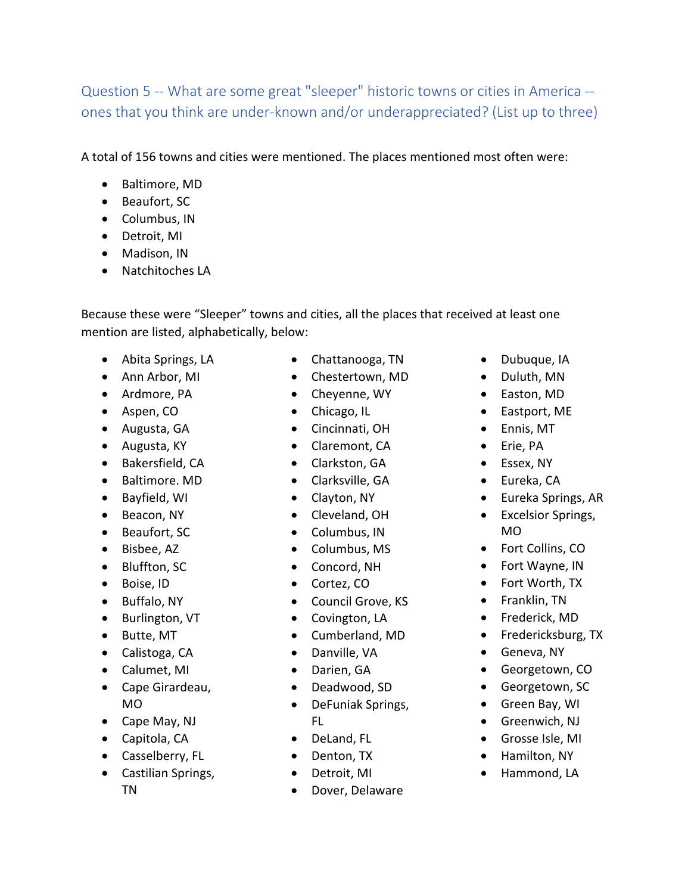## Question 5 -- What are some great "sleeper" historic towns or cities in America -- ones that you think are under-known and/or underappreciated? (List up to three)

A total of 156 towns and cities were mentioned. The places mentioned most often were:

- Baltimore, MD
- Beaufort, SC
- Columbus, IN
- Detroit, MI
- Madison, IN
- Natchitoches LA

Because these were "Sleeper" towns and cities, all the places that received at least one mention are listed, alphabetically, below:

- Abita Springs, LA
- Ann Arbor, MI
- Ardmore, PA
- Aspen, CO
- Augusta, GA
- Augusta, KY
- Bakersfield, CA
- Baltimore. MD
- Bayfield, WI
- Beacon, NY
- Beaufort, SC
- Bisbee, AZ
- Bluffton, SC
- Boise, ID
- Buffalo, NY
- Burlington, VT
- Butte, MT
- Calistoga, CA
- Calumet, MI
- Cape Girardeau, MO
- Cape May, NJ
- Capitola, CA
- Casselberry, FL
- Castilian Springs, TN
- Chattanooga, TN
- Chestertown, MD
- Cheyenne, WY
- Chicago, IL
- Cincinnati, OH
- Claremont, CA
- Clarkston, GA
- Clarksville, GA
- Clayton, NY
- Cleveland, OH
- Columbus, IN
- Columbus, MS
- Concord, NH
- Cortez, CO
- Council Grove, KS
- Covington, LA
- Cumberland, MD
- Danville, VA
- Darien, GA
- Deadwood, SD
- DeFuniak Springs, FL
- DeLand, FL
- Denton, TX
- Detroit, MI
- Dover, Delaware
- Dubuque, IA
- Duluth, MN
- Easton, MD
- Eastport, ME
- Ennis, MT
- Erie, PA
- Essex, NY
- Eureka, CA
- Eureka Springs, AR
- Excelsior Springs, MO
- Fort Collins, CO
- Fort Wayne, IN
- Fort Worth, TX
- Franklin, TN
- Frederick, MD
- Fredericksburg, TX
- Geneva, NY
- Georgetown, CO
- Georgetown, SC
- Green Bay, WI
- Greenwich, NJ
- Grosse Isle, MI
- Hamilton, NY
- Hammond, LA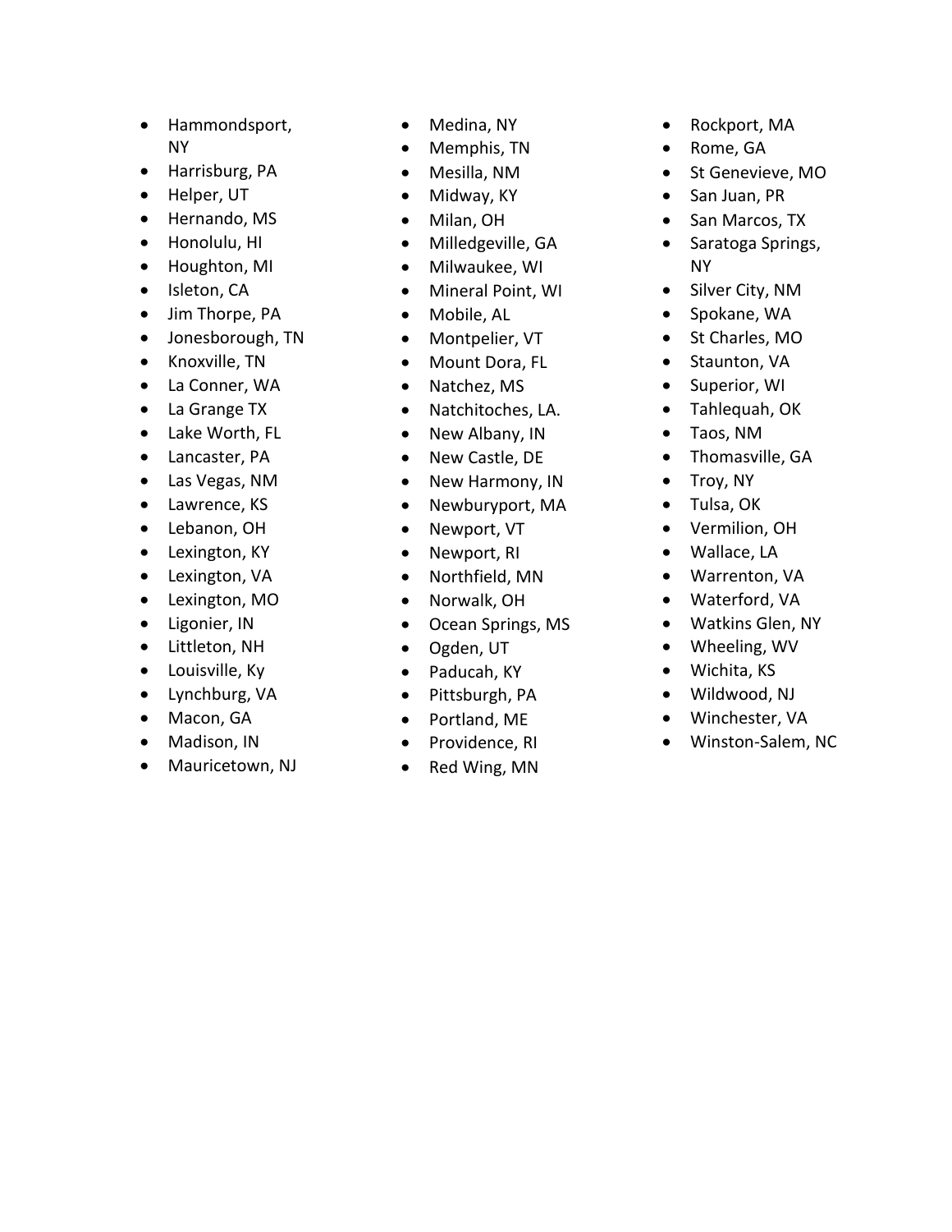- Hammondsport, NY
- Harrisburg, PA
- Helper, UT
- Hernando, MS
- Honolulu, HI
- Houghton, MI
- Isleton, CA
- Jim Thorpe, PA
- Jonesborough, TN
- Knoxville, TN
- La Conner, WA
- La Grange TX
- Lake Worth, FL
- Lancaster, PA
- Las Vegas, NM
- Lawrence, KS
- Lebanon, OH
- Lexington, KY
- Lexington, VA
- Lexington, MO
- Ligonier, IN
- Littleton, NH
- Louisville, Ky
- Lynchburg, VA
- Macon, GA
- Madison, IN
- Mauricetown, NJ
- Medina, NY
- Memphis, TN
- Mesilla, NM
- Midway, KY
- Milan, OH
- Milledgeville, GA
- Milwaukee, WI
- Mineral Point, WI
- Mobile, AL
- Montpelier, VT
- Mount Dora, FL
- Natchez, MS
- Natchitoches, LA.
- New Albany, IN
- New Castle, DE
- New Harmony, IN
- Newburyport, MA
- Newport, VT
- Newport, RI
- Northfield, MN
- Norwalk, OH
- Ocean Springs, MS
- Ogden, UT
- Paducah, KY
- Pittsburgh, PA
- Portland, ME
- Providence, RI
- Red Wing, MN
- Rockport, MA
- Rome, GA
- St Genevieve, MO
- San Juan, PR
- San Marcos, TX
- Saratoga Springs, NY
- Silver City, NM
- Spokane, WA
- St Charles, MO
- Staunton, VA
- Superior, WI
- Tahlequah, OK
- Taos, NM
- Thomasville, GA
- Troy, NY
- Tulsa, OK
- Vermilion, OH
- Wallace, LA
- Warrenton, VA
- Waterford, VA
- Watkins Glen, NY
- Wheeling, WV
- Wichita, KS
- Wildwood, NJ
- Winchester, VA
- Winston-Salem, NC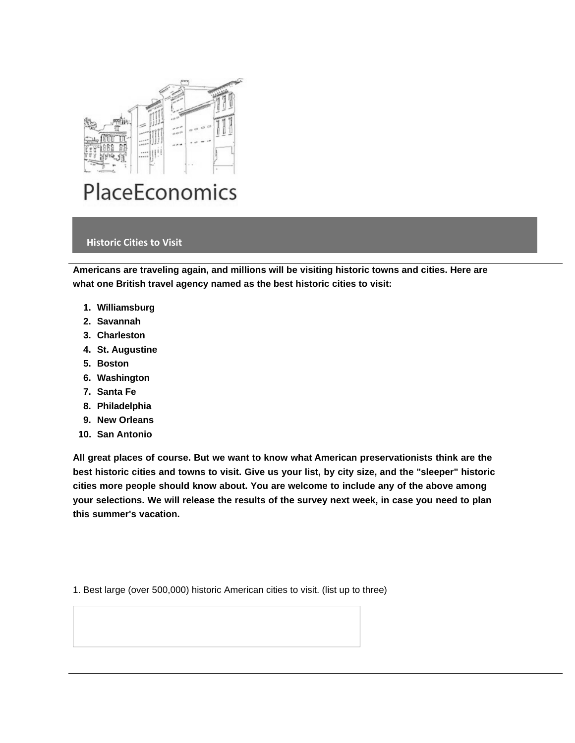PlaceEconomics

## Historic Cities to Visit

**Americans are traveling again, and millions will be visiting historic towns and cities. Here are what one British travel agency named as the best historic cities to visit:**

1. **Williamsburg**
2. **Savannah**
3. **Charleston**
4. **St. Augustine**
5. **Boston**
6. **Washington**
7. **Santa Fe**
8. **Philadelphia**
9. **New Orleans**
10. **San Antonio**

**All great places of course. But we want to know what American preservationists think are the best historic cities and towns to visit. Give us your list, by city size, and the "sleeper" historic cities more people should know about. You are welcome to include any of the above among your selections. We will release the results of the survey next week, in case you need to plan this summer's vacation.**

1. Best large (over 500,000) historic American cities to visit. (list up to three)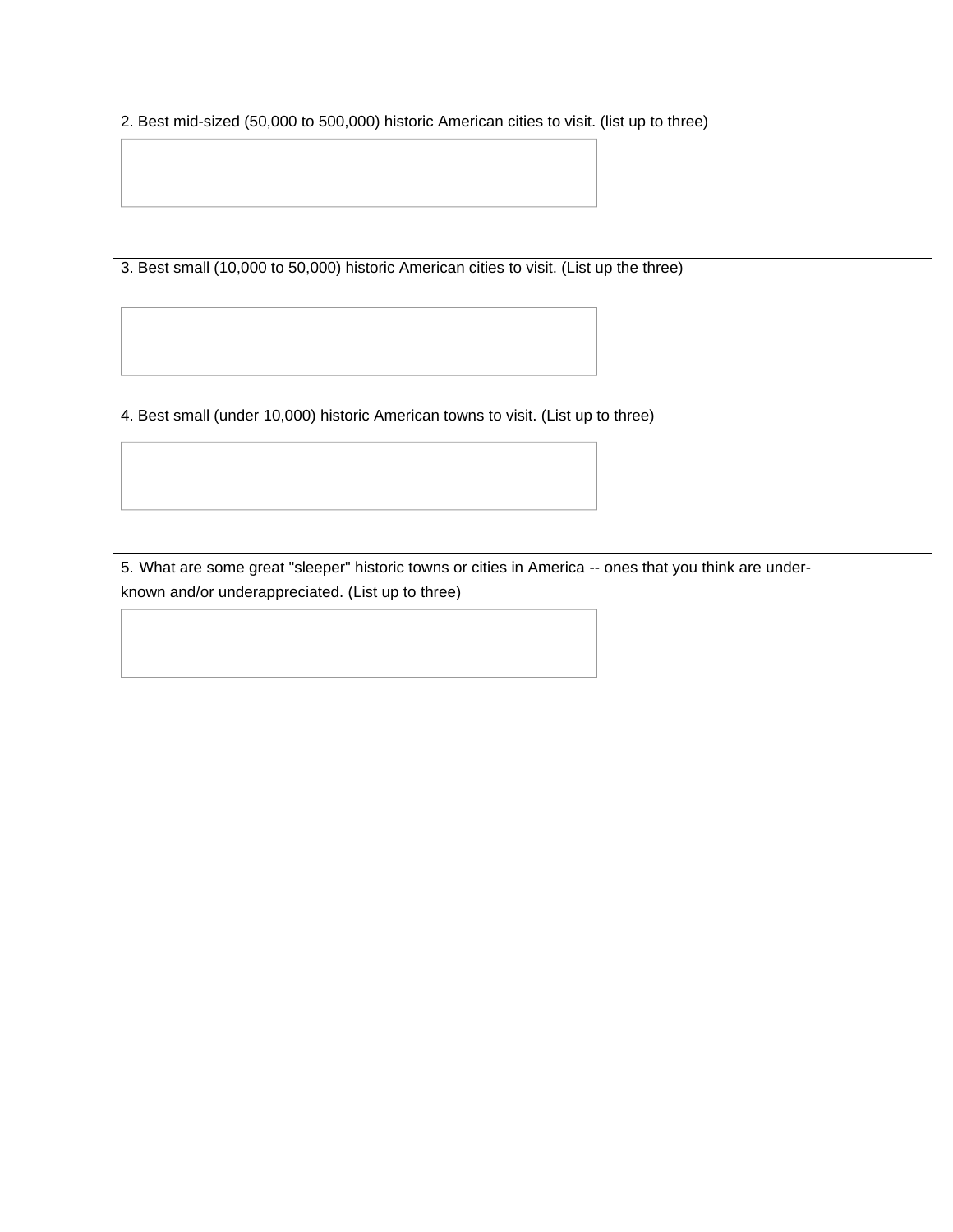2. Best mid-sized (50,000 to 500,000) historic American cities to visit. (list up to three)

---

3. Best small (10,000 to 50,000) historic American cities to visit. (List up the three)

4. Best small (under 10,000) historic American towns to visit. (List up to three)

---

5. What are some great "sleeper" historic towns or cities in America -- ones that you think are under-known and/or underappreciated. (List up to three)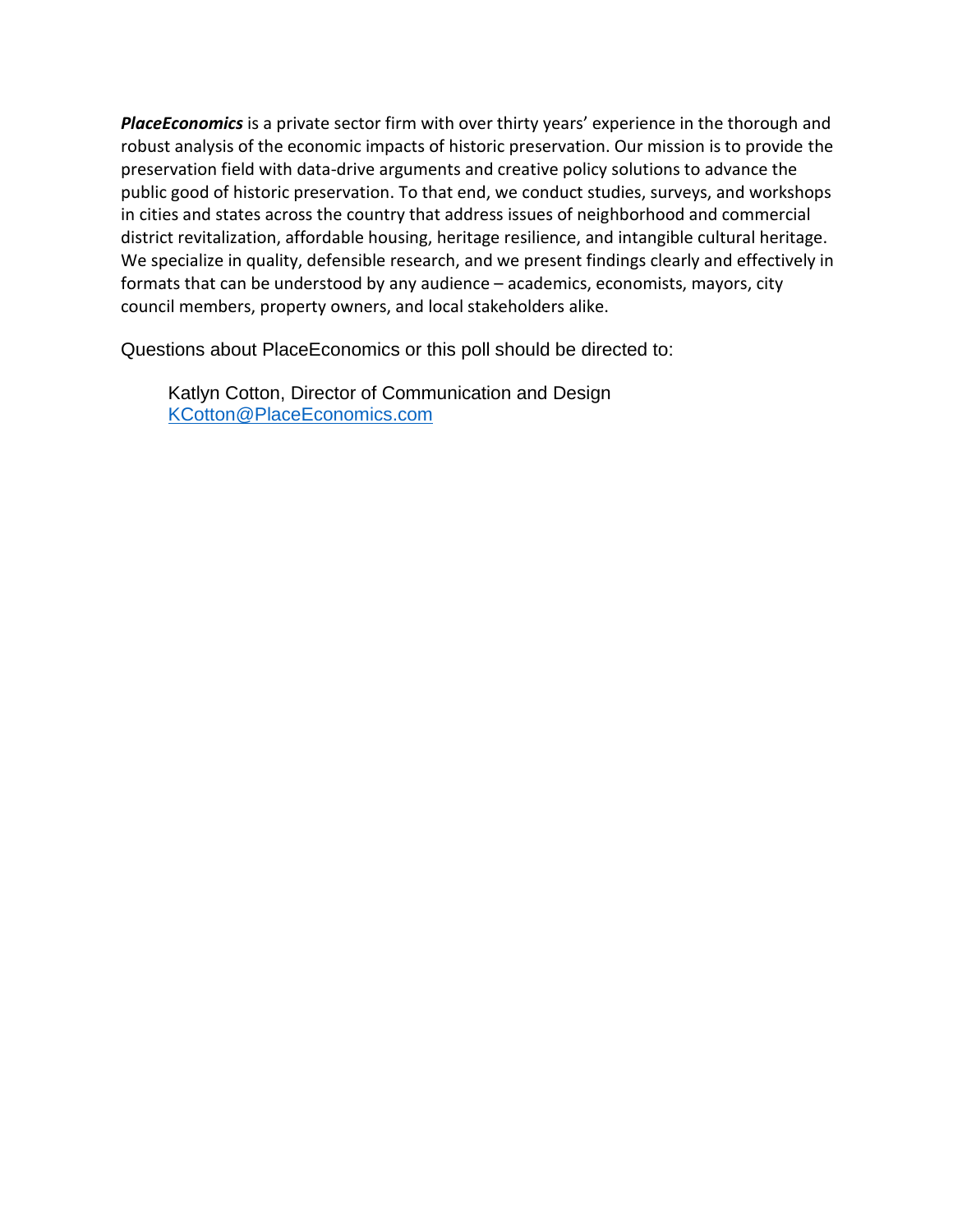***PlaceEconomics*** is a private sector firm with over thirty years' experience in the thorough and robust analysis of the economic impacts of historic preservation. Our mission is to provide the preservation field with data-drive arguments and creative policy solutions to advance the public good of historic preservation. To that end, we conduct studies, surveys, and workshops in cities and states across the country that address issues of neighborhood and commercial district revitalization, affordable housing, heritage resilience, and intangible cultural heritage. We specialize in quality, defensible research, and we present findings clearly and effectively in formats that can be understood by any audience – academics, economists, mayors, city council members, property owners, and local stakeholders alike.

Questions about PlaceEconomics or this poll should be directed to:

> Katlyn Cotton, Director of Communication and Design
> KCotton@PlaceEconomics.com